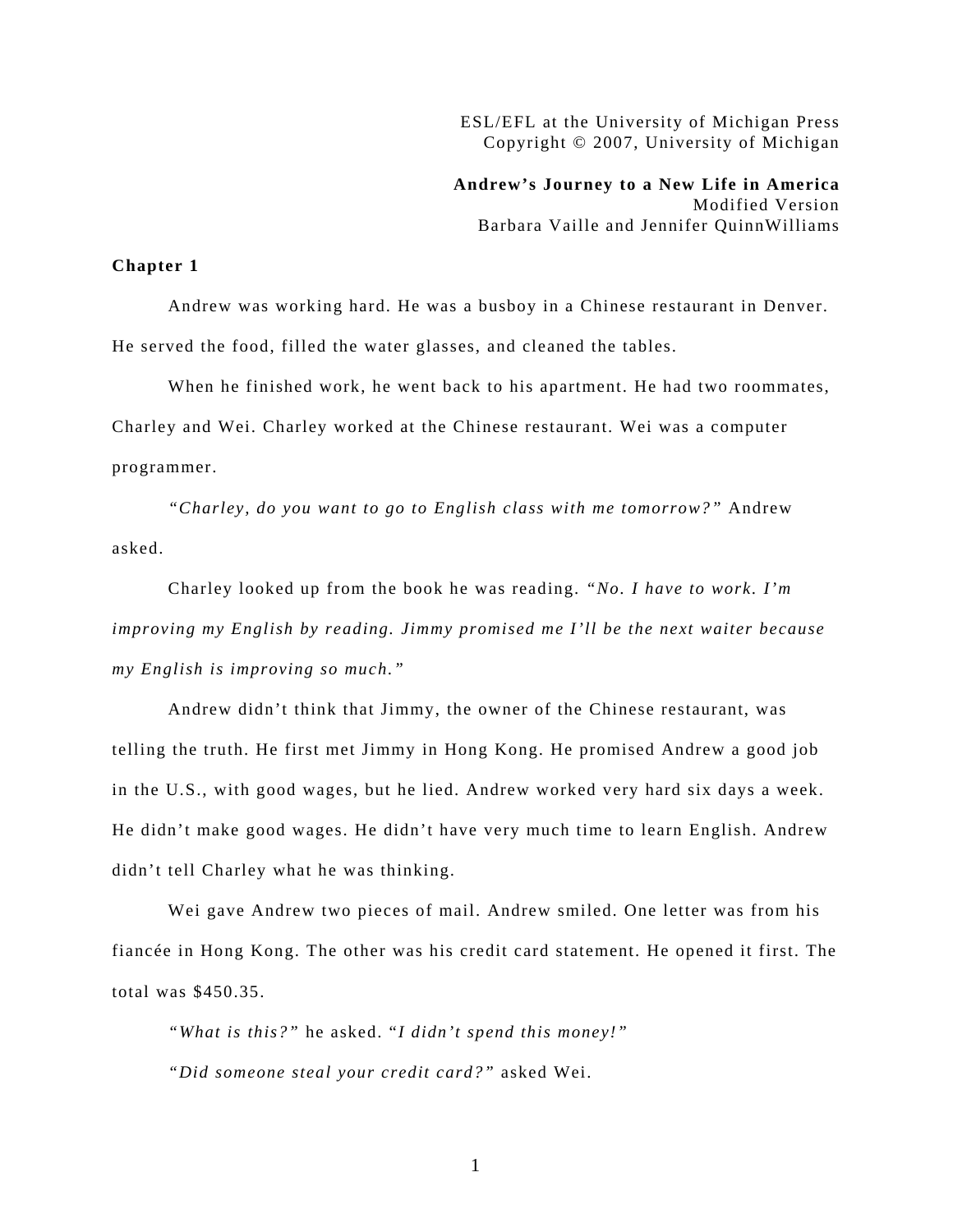ESL/EFL at the University of Michigan Press
Copyright © 2007, University of Michigan

**Andrew's Journey to a New Life in America**
Modified Version
Barbara Vaille and Jennifer QuinnWilliams

## Chapter 1

Andrew was working hard. He was a busboy in a Chinese restaurant in Denver. He served the food, filled the water glasses, and cleaned the tables.

When he finished work, he went back to his apartment. He had two roommates, Charley and Wei. Charley worked at the Chinese restaurant. Wei was a computer programmer.

*"Charley, do you want to go to English class with me tomorrow?"* Andrew asked.

Charley looked up from the book he was reading. *"No. I have to work. I'm improving my English by reading. Jimmy promised me I'll be the next waiter because my English is improving so much."*

Andrew didn't think that Jimmy, the owner of the Chinese restaurant, was telling the truth. He first met Jimmy in Hong Kong. He promised Andrew a good job in the U.S., with good wages, but he lied. Andrew worked very hard six days a week. He didn't make good wages. He didn't have very much time to learn English. Andrew didn't tell Charley what he was thinking.

Wei gave Andrew two pieces of mail. Andrew smiled. One letter was from his fiancée in Hong Kong. The other was his credit card statement. He opened it first. The total was $450.35.

*"What is this?"* he asked. "*I didn't spend this money!"*

*"Did someone steal your credit card?"* asked Wei.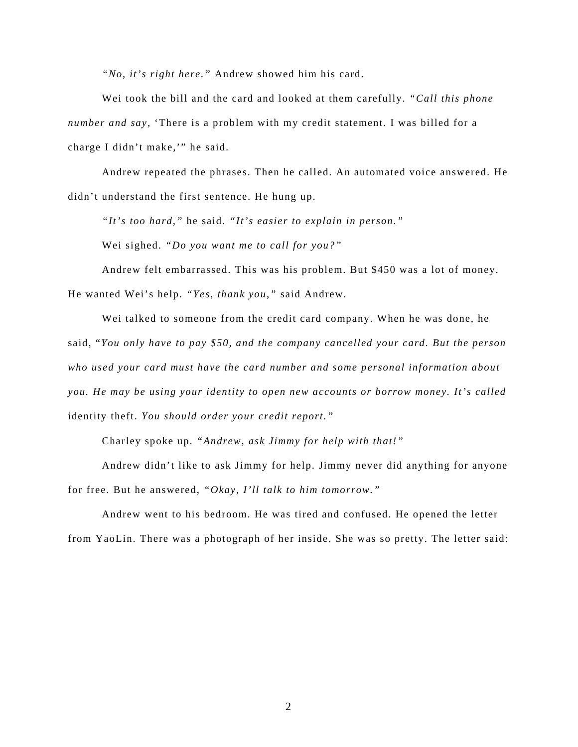*"No, it's right here."* Andrew showed him his card.

Wei took the bill and the card and looked at them carefully. *"Call this phone number and say,* 'There is a problem with my credit statement. I was billed for a charge I didn't make,'" he said.

Andrew repeated the phrases. Then he called. An automated voice answered. He didn't understand the first sentence. He hung up.

*"It's too hard,"* he said. *"It's easier to explain in person."*

Wei sighed. *"Do you want me to call for you?"*

Andrew felt embarrassed. This was his problem. But $450 was a lot of money. He wanted Wei's help. *"Yes, thank you,"* said Andrew.

Wei talked to someone from the credit card company. When he was done, he said, "*You only have to pay $50, and the company cancelled your card. But the person who used your card must have the card number and some personal information about you. He may be using your identity to open new accounts or borrow money. It's called* identity theft. *You should order your credit report."*

Charley spoke up. *"Andrew, ask Jimmy for help with that!"*

Andrew didn't like to ask Jimmy for help. Jimmy never did anything for anyone for free. But he answered, *"Okay, I'll talk to him tomorrow."*

Andrew went to his bedroom. He was tired and confused. He opened the letter from YaoLin. There was a photograph of her inside. She was so pretty. The letter said: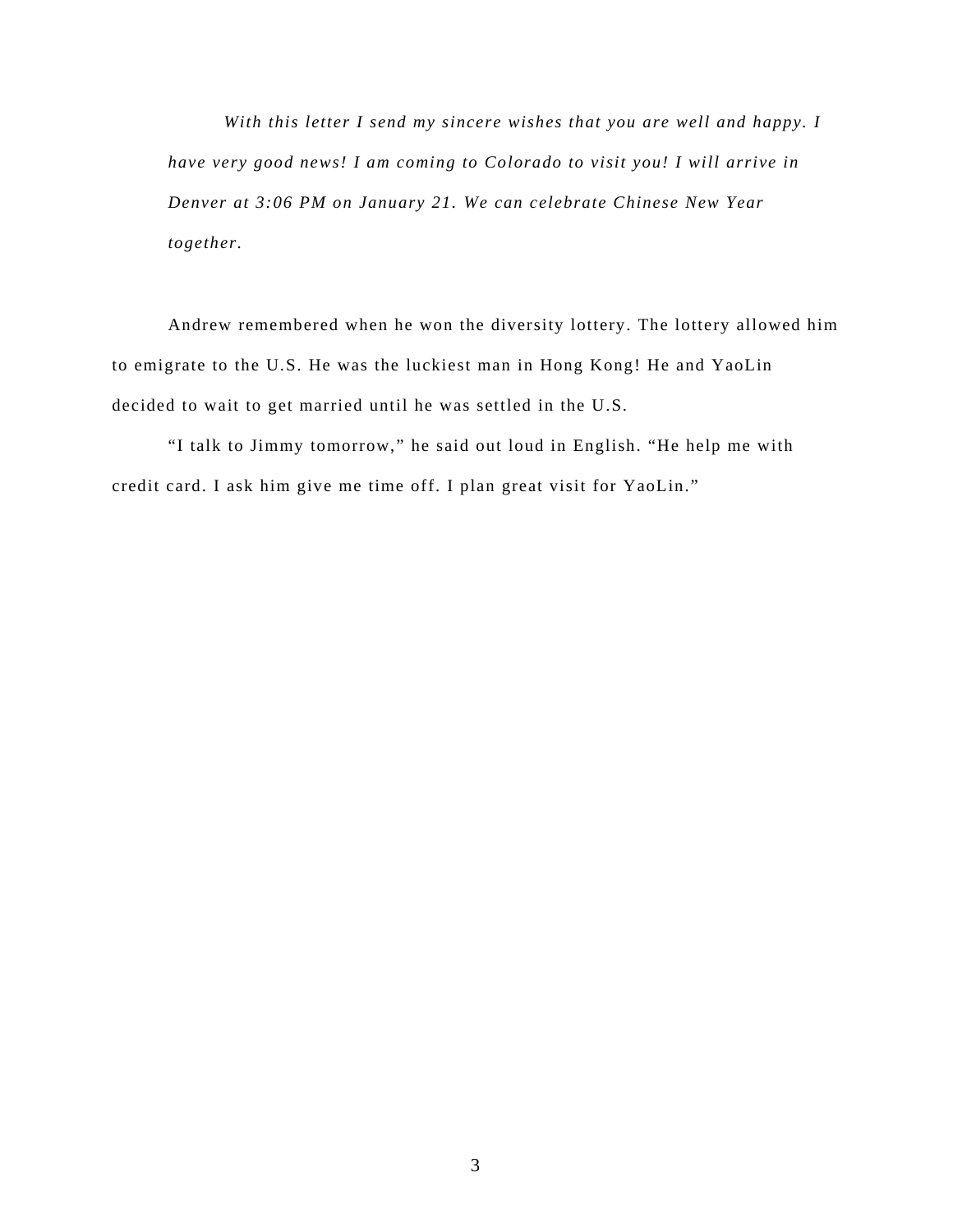*With this letter I send my sincere wishes that you are well and happy. I have very good news! I am coming to Colorado to visit you! I will arrive in Denver at 3:06 PM on January 21. We can celebrate Chinese New Year together.*

Andrew remembered when he won the diversity lottery. The lottery allowed him to emigrate to the U.S. He was the luckiest man in Hong Kong! He and YaoLin decided to wait to get married until he was settled in the U.S.

"I talk to Jimmy tomorrow," he said out loud in English. "He help me with credit card. I ask him give me time off. I plan great visit for YaoLin."